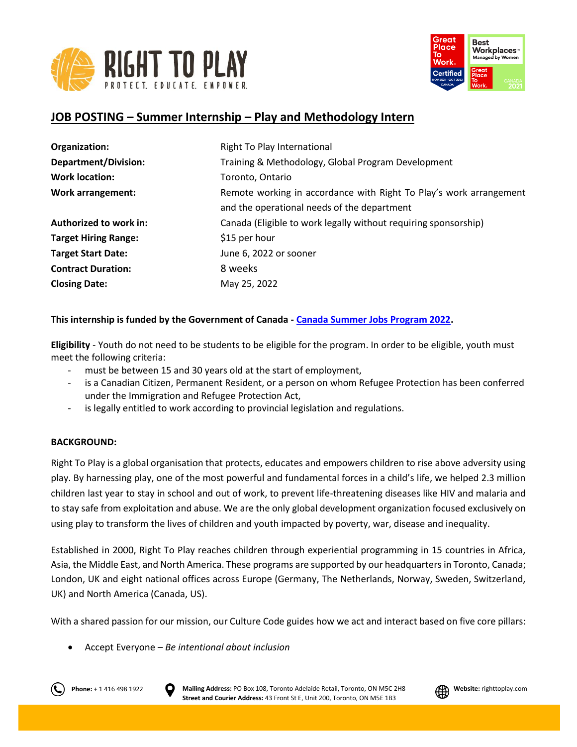## JOB POSTING – Summer Internship – Play and Methodology Intern

| | |
|---|---|
| **Organization:** | Right To Play International |
| **Department/Division:** | Training & Methodology, Global Program Development |
| **Work location:** | Toronto, Ontario |
| **Work arrangement:** | Remote working in accordance with Right To Play's work arrangement and the operational needs of the department |
| **Authorized to work in:** | Canada (Eligible to work legally without requiring sponsorship) |
| **Target Hiring Range:** | $15 per hour |
| **Target Start Date:** | June 6, 2022 or sooner |
| **Contract Duration:** | 8 weeks |
| **Closing Date:** | May 25, 2022 |

**This internship is funded by the Government of Canada - Canada Summer Jobs Program 2022.**

**Eligibility** - Youth do not need to be students to be eligible for the program. In order to be eligible, youth must meet the following criteria:

- must be between 15 and 30 years old at the start of employment,
- is a Canadian Citizen, Permanent Resident, or a person on whom Refugee Protection has been conferred under the Immigration and Refugee Protection Act,
- is legally entitled to work according to provincial legislation and regulations.

**BACKGROUND:**

Right To Play is a global organisation that protects, educates and empowers children to rise above adversity using play. By harnessing play, one of the most powerful and fundamental forces in a child's life, we helped 2.3 million children last year to stay in school and out of work, to prevent life-threatening diseases like HIV and malaria and to stay safe from exploitation and abuse. We are the only global development organization focused exclusively on using play to transform the lives of children and youth impacted by poverty, war, disease and inequality.

Established in 2000, Right To Play reaches children through experiential programming in 15 countries in Africa, Asia, the Middle East, and North America. These programs are supported by our headquarters in Toronto, Canada; London, UK and eight national offices across Europe (Germany, The Netherlands, Norway, Sweden, Switzerland, UK) and North America (Canada, US).

With a shared passion for our mission, our Culture Code guides how we act and interact based on five core pillars:

- Accept Everyone – *Be intentional about inclusion*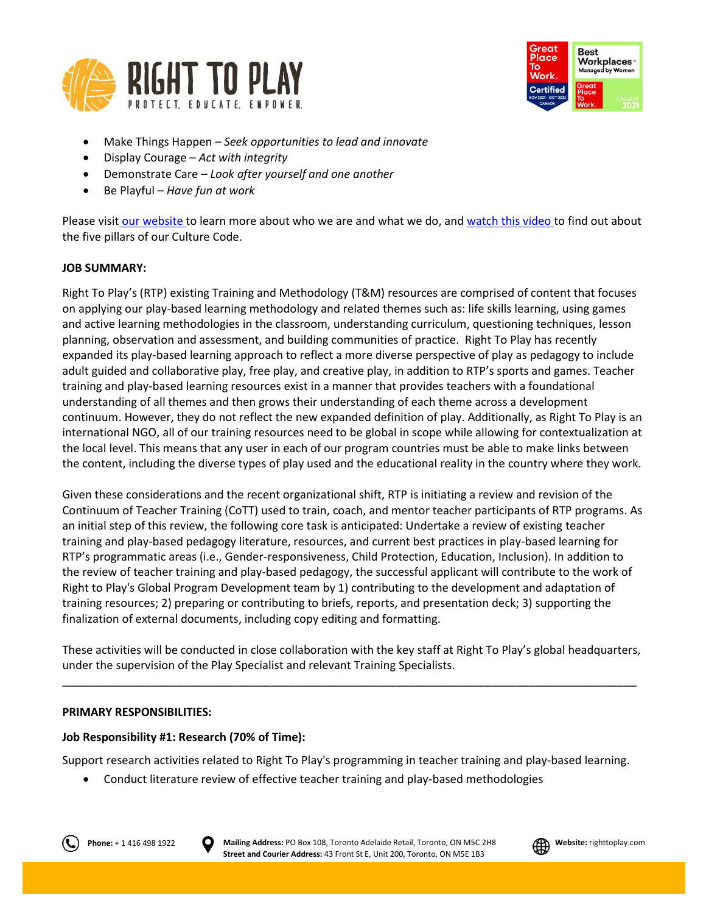- Make Things Happen – *Seek opportunities to lead and innovate*
- Display Courage – *Act with integrity*
- Demonstrate Care – *Look after yourself and one another*
- Be Playful – *Have fun at work*

Please visit our website to learn more about who we are and what we do, and watch this video to find out about the five pillars of our Culture Code.

**JOB SUMMARY:**

Right To Play's (RTP) existing Training and Methodology (T&M) resources are comprised of content that focuses on applying our play-based learning methodology and related themes such as: life skills learning, using games and active learning methodologies in the classroom, understanding curriculum, questioning techniques, lesson planning, observation and assessment, and building communities of practice. Right To Play has recently expanded its play-based learning approach to reflect a more diverse perspective of play as pedagogy to include adult guided and collaborative play, free play, and creative play, in addition to RTP's sports and games. Teacher training and play-based learning resources exist in a manner that provides teachers with a foundational understanding of all themes and then grows their understanding of each theme across a development continuum. However, they do not reflect the new expanded definition of play. Additionally, as Right To Play is an international NGO, all of our training resources need to be global in scope while allowing for contextualization at the local level. This means that any user in each of our program countries must be able to make links between the content, including the diverse types of play used and the educational reality in the country where they work.

Given these considerations and the recent organizational shift, RTP is initiating a review and revision of the Continuum of Teacher Training (CoTT) used to train, coach, and mentor teacher participants of RTP programs. As an initial step of this review, the following core task is anticipated: Undertake a review of existing teacher training and play-based pedagogy literature, resources, and current best practices in play-based learning for RTP's programmatic areas (i.e., Gender-responsiveness, Child Protection, Education, Inclusion). In addition to the review of teacher training and play-based pedagogy, the successful applicant will contribute to the work of Right to Play's Global Program Development team by 1) contributing to the development and adaptation of training resources; 2) preparing or contributing to briefs, reports, and presentation deck; 3) supporting the finalization of external documents, including copy editing and formatting.

These activities will be conducted in close collaboration with the key staff at Right To Play's global headquarters, under the supervision of the Play Specialist and relevant Training Specialists.

---

**PRIMARY RESPONSIBILITIES:**

**Job Responsibility #1: Research (70% of Time):**

Support research activities related to Right To Play's programming in teacher training and play-based learning.

- Conduct literature review of effective teacher training and play-based methodologies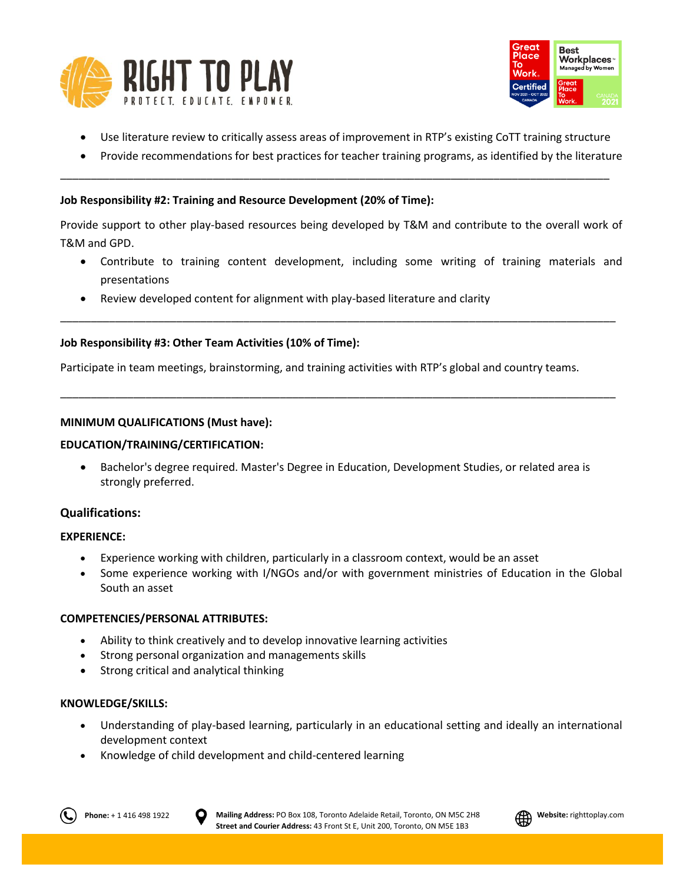- Use literature review to critically assess areas of improvement in RTP's existing CoTT training structure
- Provide recommendations for best practices for teacher training programs, as identified by the literature

---

**Job Responsibility #2: Training and Resource Development (20% of Time):**

Provide support to other play-based resources being developed by T&M and contribute to the overall work of T&M and GPD.

- Contribute to training content development, including some writing of training materials and presentations
- Review developed content for alignment with play-based literature and clarity

---

**Job Responsibility #3: Other Team Activities (10% of Time):**

Participate in team meetings, brainstorming, and training activities with RTP's global and country teams.

---

**MINIMUM QUALIFICATIONS (Must have):**

**EDUCATION/TRAINING/CERTIFICATION:**

- Bachelor's degree required. Master's Degree in Education, Development Studies, or related area is strongly preferred.

### Qualifications:

**EXPERIENCE:**

- Experience working with children, particularly in a classroom context, would be an asset
- Some experience working with I/NGOs and/or with government ministries of Education in the Global South an asset

**COMPETENCIES/PERSONAL ATTRIBUTES:**

- Ability to think creatively and to develop innovative learning activities
- Strong personal organization and managements skills
- Strong critical and analytical thinking

**KNOWLEDGE/SKILLS:**

- Understanding of play-based learning, particularly in an educational setting and ideally an international development context
- Knowledge of child development and child-centered learning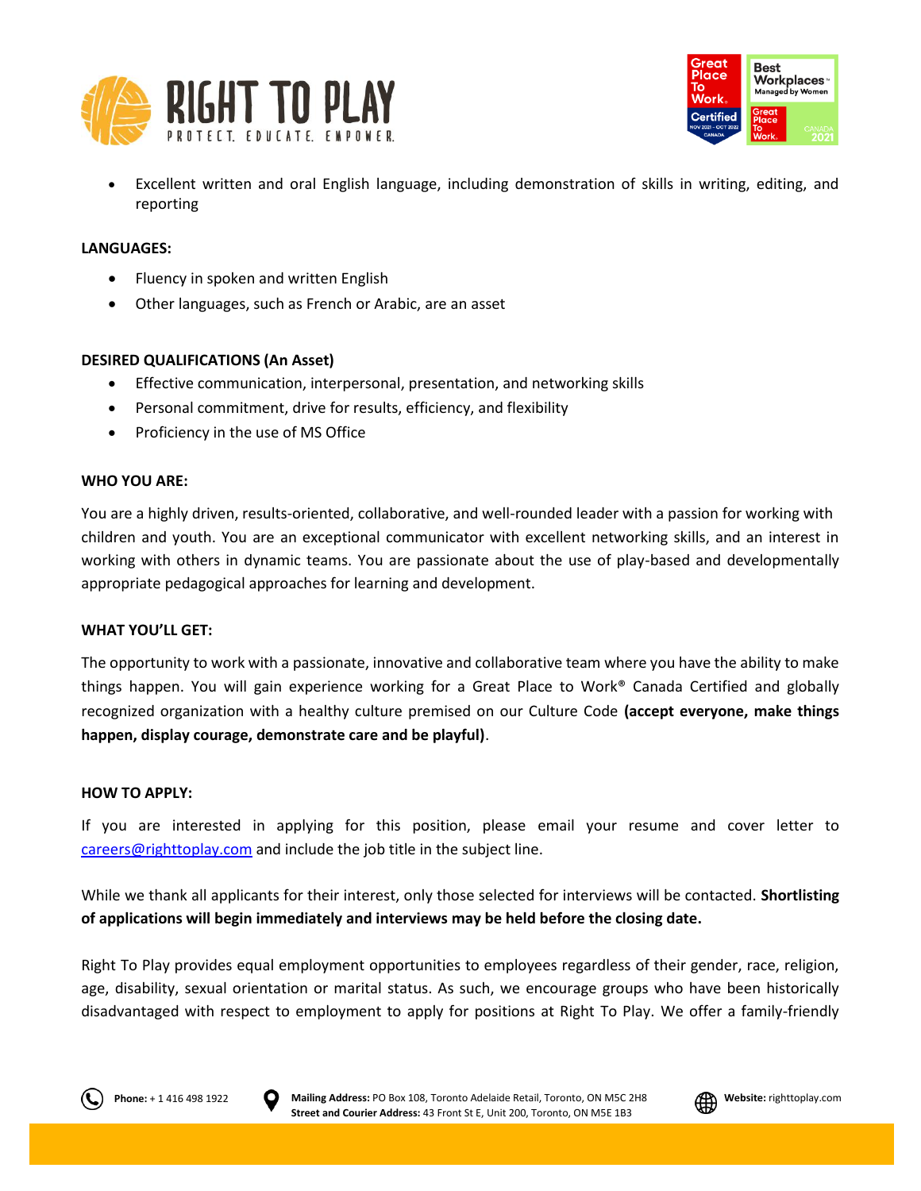- Excellent written and oral English language, including demonstration of skills in writing, editing, and reporting

**LANGUAGES:**

- Fluency in spoken and written English
- Other languages, such as French or Arabic, are an asset

**DESIRED QUALIFICATIONS (An Asset)**

- Effective communication, interpersonal, presentation, and networking skills
- Personal commitment, drive for results, efficiency, and flexibility
- Proficiency in the use of MS Office

**WHO YOU ARE:**

You are a highly driven, results-oriented, collaborative, and well-rounded leader with a passion for working with children and youth. You are an exceptional communicator with excellent networking skills, and an interest in working with others in dynamic teams. You are passionate about the use of play-based and developmentally appropriate pedagogical approaches for learning and development.

**WHAT YOU'LL GET:**

The opportunity to work with a passionate, innovative and collaborative team where you have the ability to make things happen. You will gain experience working for a Great Place to Work® Canada Certified and globally recognized organization with a healthy culture premised on our Culture Code **(accept everyone, make things happen, display courage, demonstrate care and be playful)**.

**HOW TO APPLY:**

If you are interested in applying for this position, please email your resume and cover letter to careers@righttoplay.com and include the job title in the subject line.

While we thank all applicants for their interest, only those selected for interviews will be contacted. **Shortlisting of applications will begin immediately and interviews may be held before the closing date.**

Right To Play provides equal employment opportunities to employees regardless of their gender, race, religion, age, disability, sexual orientation or marital status. As such, we encourage groups who have been historically disadvantaged with respect to employment to apply for positions at Right To Play. We offer a family-friendly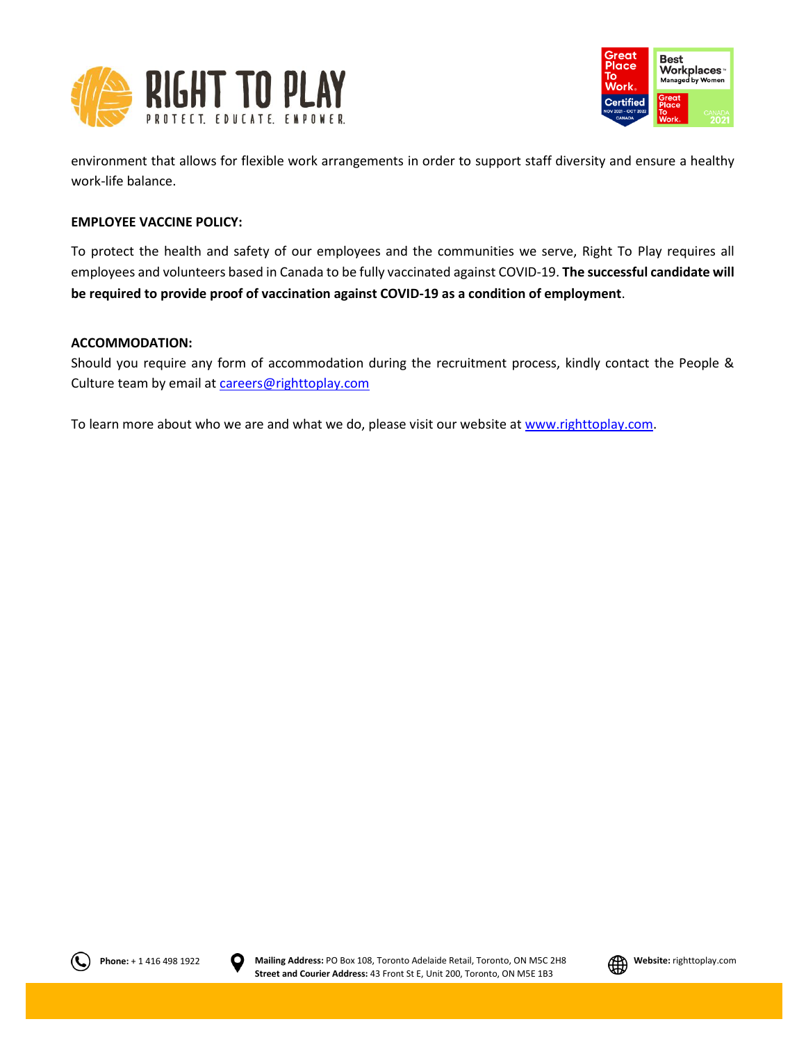environment that allows for flexible work arrangements in order to support staff diversity and ensure a healthy work-life balance.

**EMPLOYEE VACCINE POLICY:**

To protect the health and safety of our employees and the communities we serve, Right To Play requires all employees and volunteers based in Canada to be fully vaccinated against COVID-19. **The successful candidate will be required to provide proof of vaccination against COVID-19 as a condition of employment**.

**ACCOMMODATION:**

Should you require any form of accommodation during the recruitment process, kindly contact the People & Culture team by email at careers@righttoplay.com

To learn more about who we are and what we do, please visit our website at www.righttoplay.com.